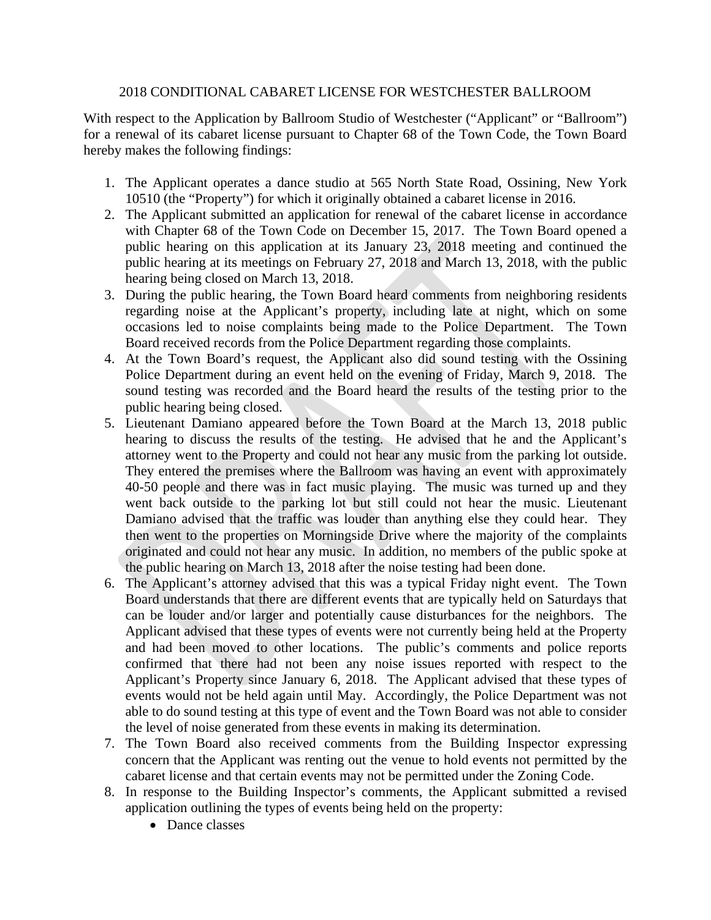2018 CONDITIONAL CABARET LICENSE FOR WESTCHESTER BALLROOM

With respect to the Application by Ballroom Studio of Westchester ("Applicant" or "Ballroom") for a renewal of its cabaret license pursuant to Chapter 68 of the Town Code, the Town Board hereby makes the following findings:

1. The Applicant operates a dance studio at 565 North State Road, Ossining, New York 10510 (the "Property") for which it originally obtained a cabaret license in 2016.
2. The Applicant submitted an application for renewal of the cabaret license in accordance with Chapter 68 of the Town Code on December 15, 2017. The Town Board opened a public hearing on this application at its January 23, 2018 meeting and continued the public hearing at its meetings on February 27, 2018 and March 13, 2018, with the public hearing being closed on March 13, 2018.
3. During the public hearing, the Town Board heard comments from neighboring residents regarding noise at the Applicant's property, including late at night, which on some occasions led to noise complaints being made to the Police Department. The Town Board received records from the Police Department regarding those complaints.
4. At the Town Board's request, the Applicant also did sound testing with the Ossining Police Department during an event held on the evening of Friday, March 9, 2018. The sound testing was recorded and the Board heard the results of the testing prior to the public hearing being closed.
5. Lieutenant Damiano appeared before the Town Board at the March 13, 2018 public hearing to discuss the results of the testing. He advised that he and the Applicant's attorney went to the Property and could not hear any music from the parking lot outside. They entered the premises where the Ballroom was having an event with approximately 40-50 people and there was in fact music playing. The music was turned up and they went back outside to the parking lot but still could not hear the music. Lieutenant Damiano advised that the traffic was louder than anything else they could hear. They then went to the properties on Morningside Drive where the majority of the complaints originated and could not hear any music. In addition, no members of the public spoke at the public hearing on March 13, 2018 after the noise testing had been done.
6. The Applicant's attorney advised that this was a typical Friday night event. The Town Board understands that there are different events that are typically held on Saturdays that can be louder and/or larger and potentially cause disturbances for the neighbors. The Applicant advised that these types of events were not currently being held at the Property and had been moved to other locations. The public's comments and police reports confirmed that there had not been any noise issues reported with respect to the Applicant's Property since January 6, 2018. The Applicant advised that these types of events would not be held again until May. Accordingly, the Police Department was not able to do sound testing at this type of event and the Town Board was not able to consider the level of noise generated from these events in making its determination.
7. The Town Board also received comments from the Building Inspector expressing concern that the Applicant was renting out the venue to hold events not permitted by the cabaret license and that certain events may not be permitted under the Zoning Code.
8. In response to the Building Inspector's comments, the Applicant submitted a revised application outlining the types of events being held on the property:
   - Dance classes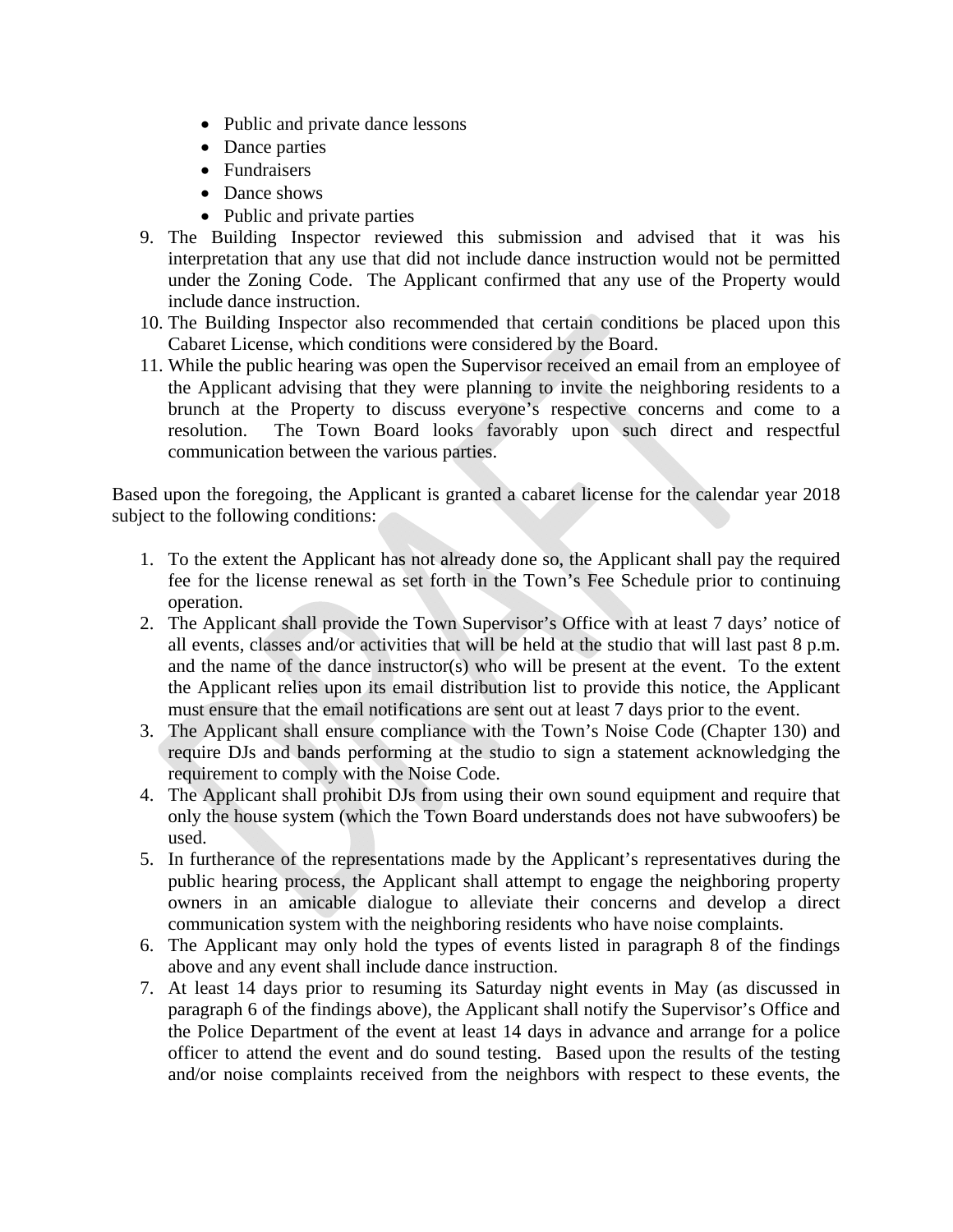- Public and private dance lessons
- Dance parties
- Fundraisers
- Dance shows
- Public and private parties

9. The Building Inspector reviewed this submission and advised that it was his interpretation that any use that did not include dance instruction would not be permitted under the Zoning Code. The Applicant confirmed that any use of the Property would include dance instruction.
10. The Building Inspector also recommended that certain conditions be placed upon this Cabaret License, which conditions were considered by the Board.
11. While the public hearing was open the Supervisor received an email from an employee of the Applicant advising that they were planning to invite the neighboring residents to a brunch at the Property to discuss everyone's respective concerns and come to a resolution. The Town Board looks favorably upon such direct and respectful communication between the various parties.

Based upon the foregoing, the Applicant is granted a cabaret license for the calendar year 2018 subject to the following conditions:

1. To the extent the Applicant has not already done so, the Applicant shall pay the required fee for the license renewal as set forth in the Town's Fee Schedule prior to continuing operation.
2. The Applicant shall provide the Town Supervisor's Office with at least 7 days' notice of all events, classes and/or activities that will be held at the studio that will last past 8 p.m. and the name of the dance instructor(s) who will be present at the event. To the extent the Applicant relies upon its email distribution list to provide this notice, the Applicant must ensure that the email notifications are sent out at least 7 days prior to the event.
3. The Applicant shall ensure compliance with the Town's Noise Code (Chapter 130) and require DJs and bands performing at the studio to sign a statement acknowledging the requirement to comply with the Noise Code.
4. The Applicant shall prohibit DJs from using their own sound equipment and require that only the house system (which the Town Board understands does not have subwoofers) be used.
5. In furtherance of the representations made by the Applicant's representatives during the public hearing process, the Applicant shall attempt to engage the neighboring property owners in an amicable dialogue to alleviate their concerns and develop a direct communication system with the neighboring residents who have noise complaints.
6. The Applicant may only hold the types of events listed in paragraph 8 of the findings above and any event shall include dance instruction.
7. At least 14 days prior to resuming its Saturday night events in May (as discussed in paragraph 6 of the findings above), the Applicant shall notify the Supervisor's Office and the Police Department of the event at least 14 days in advance and arrange for a police officer to attend the event and do sound testing. Based upon the results of the testing and/or noise complaints received from the neighbors with respect to these events, the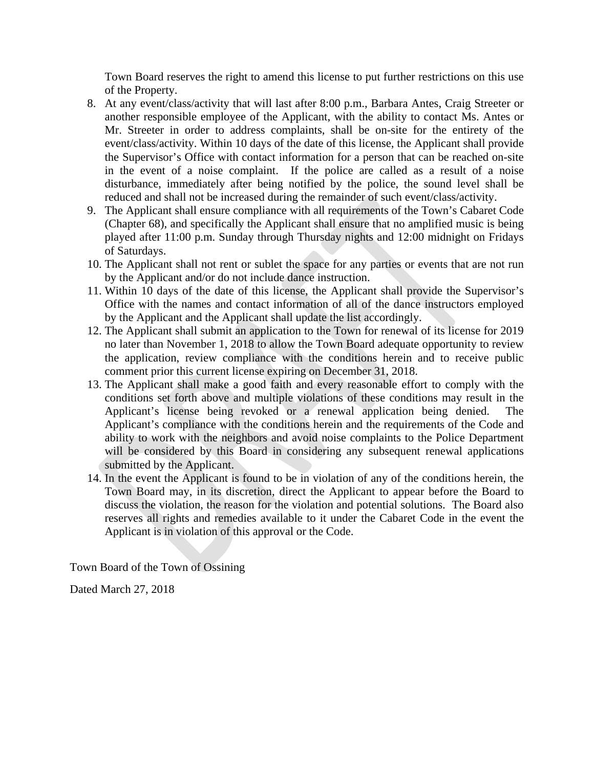Town Board reserves the right to amend this license to put further restrictions on this use of the Property.

8. At any event/class/activity that will last after 8:00 p.m., Barbara Antes, Craig Streeter or another responsible employee of the Applicant, with the ability to contact Ms. Antes or Mr. Streeter in order to address complaints, shall be on-site for the entirety of the event/class/activity. Within 10 days of the date of this license, the Applicant shall provide the Supervisor's Office with contact information for a person that can be reached on-site in the event of a noise complaint. If the police are called as a result of a noise disturbance, immediately after being notified by the police, the sound level shall be reduced and shall not be increased during the remainder of such event/class/activity.
9. The Applicant shall ensure compliance with all requirements of the Town's Cabaret Code (Chapter 68), and specifically the Applicant shall ensure that no amplified music is being played after 11:00 p.m. Sunday through Thursday nights and 12:00 midnight on Fridays of Saturdays.
10. The Applicant shall not rent or sublet the space for any parties or events that are not run by the Applicant and/or do not include dance instruction.
11. Within 10 days of the date of this license, the Applicant shall provide the Supervisor's Office with the names and contact information of all of the dance instructors employed by the Applicant and the Applicant shall update the list accordingly.
12. The Applicant shall submit an application to the Town for renewal of its license for 2019 no later than November 1, 2018 to allow the Town Board adequate opportunity to review the application, review compliance with the conditions herein and to receive public comment prior this current license expiring on December 31, 2018.
13. The Applicant shall make a good faith and every reasonable effort to comply with the conditions set forth above and multiple violations of these conditions may result in the Applicant's license being revoked or a renewal application being denied. The Applicant's compliance with the conditions herein and the requirements of the Code and ability to work with the neighbors and avoid noise complaints to the Police Department will be considered by this Board in considering any subsequent renewal applications submitted by the Applicant.
14. In the event the Applicant is found to be in violation of any of the conditions herein, the Town Board may, in its discretion, direct the Applicant to appear before the Board to discuss the violation, the reason for the violation and potential solutions. The Board also reserves all rights and remedies available to it under the Cabaret Code in the event the Applicant is in violation of this approval or the Code.

Town Board of the Town of Ossining

Dated March 27, 2018